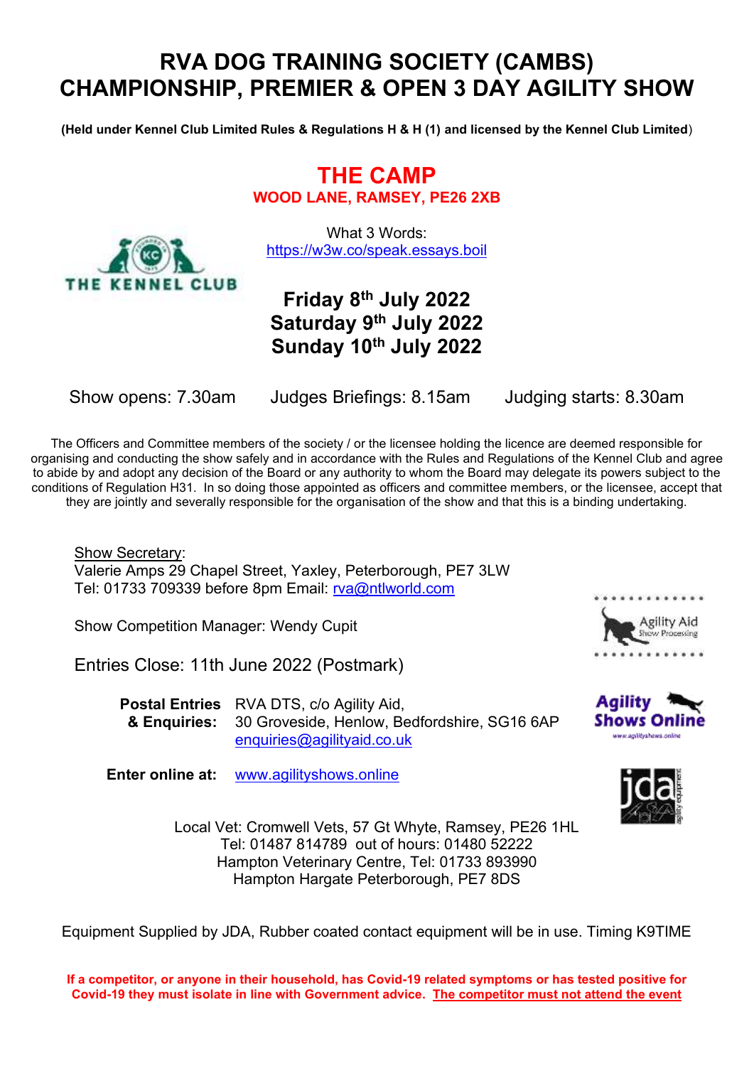# RVA DOG TRAINING SOCIETY (CAMBS) CHAMPIONSHIP, PREMIER & OPEN 3 DAY AGILITY SHOW

**(Held under Kennel Club Limited Rules & Regulations H & H (1) and licensed by the Kennel Club Limited)**

## THE CAMP

**WOOD LANE, RAMSEY, PE26 2XB**

What 3 Words:
https://w3w.co/speak.essays.boil

**Friday 8th July 2022**
**Saturday 9th July 2022**
**Sunday 10th July 2022**

Show opens: 7.30am  Judges Briefings: 8.15am  Judging starts: 8.30am

The Officers and Committee members of the society / or the licensee holding the licence are deemed responsible for organising and conducting the show safely and in accordance with the Rules and Regulations of the Kennel Club and agree to abide by and adopt any decision of the Board or any authority to whom the Board may delegate its powers subject to the conditions of Regulation H31. In so doing those appointed as officers and committee members, or the licensee, accept that they are jointly and severally responsible for the organisation of the show and that this is a binding undertaking.

Show Secretary:
Valerie Amps 29 Chapel Street, Yaxley, Peterborough, PE7 3LW
Tel: 01733 709339 before 8pm Email: rva@ntlworld.com

Show Competition Manager: Wendy Cupit

Entries Close: 11th June 2022 (Postmark)

**Postal Entries & Enquiries:** RVA DTS, c/o Agility Aid, 30 Groveside, Henlow, Bedfordshire, SG16 6AP
enquiries@agilityaid.co.uk

**Enter online at:** www.agilityshows.online

Local Vet: Cromwell Vets, 57 Gt Whyte, Ramsey, PE26 1HL
Tel: 01487 814789 out of hours: 01480 52222
Hampton Veterinary Centre, Tel: 01733 893990
Hampton Hargate Peterborough, PE7 8DS

Equipment Supplied by JDA, Rubber coated contact equipment will be in use. Timing K9TIME

**If a competitor, or anyone in their household, has Covid-19 related symptoms or has tested positive for Covid-19 they must isolate in line with Government advice. The competitor must not attend the event**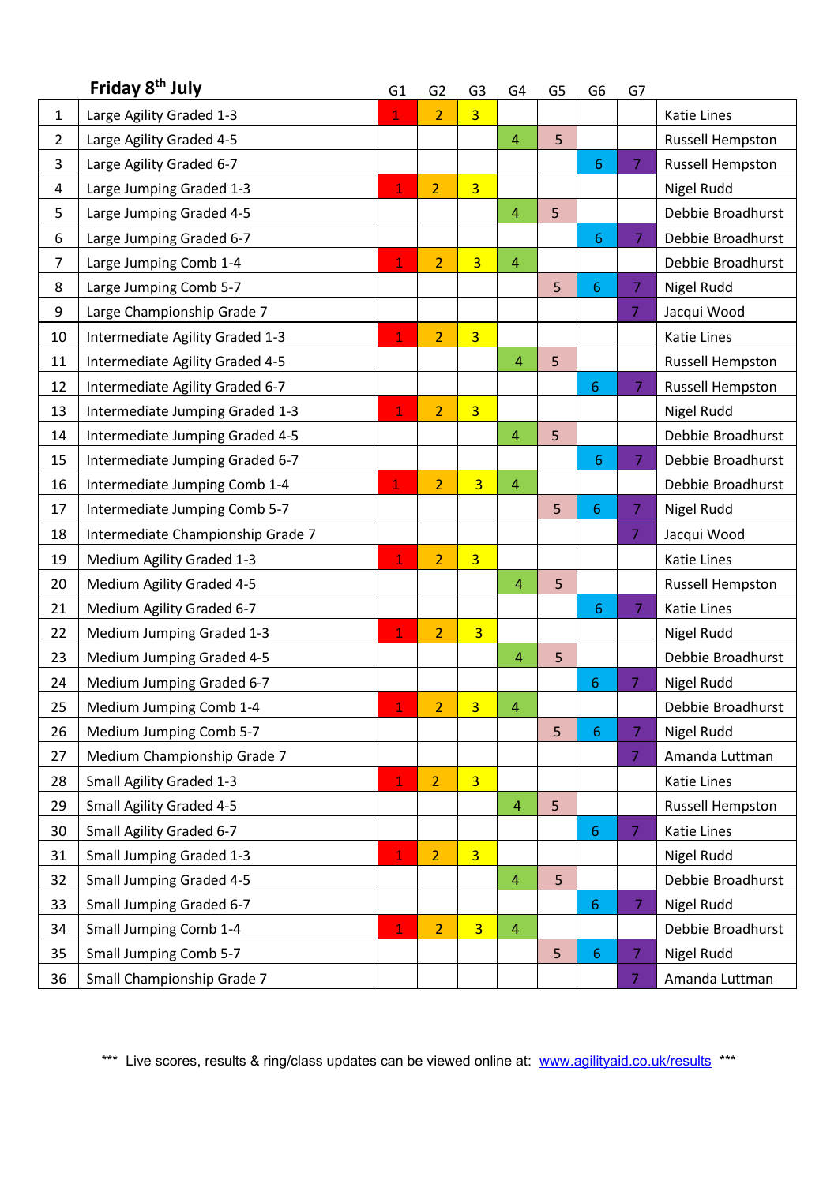| | Friday 8th July | G1 | G2 | G3 | G4 | G5 | G6 | G7 | |
|---|---|---|---|---|---|---|---|---|---|
| 1 | Large Agility Graded 1-3 | 1 | 2 | 3 | | | | | Katie Lines |
| 2 | Large Agility Graded 4-5 | | | | 4 | 5 | | | Russell Hempston |
| 3 | Large Agility Graded 6-7 | | | | | | 6 | 7 | Russell Hempston |
| 4 | Large Jumping Graded 1-3 | 1 | 2 | 3 | | | | | Nigel Rudd |
| 5 | Large Jumping Graded 4-5 | | | | 4 | 5 | | | Debbie Broadhurst |
| 6 | Large Jumping Graded 6-7 | | | | | | 6 | 7 | Debbie Broadhurst |
| 7 | Large Jumping Comb 1-4 | 1 | 2 | 3 | 4 | | | | Debbie Broadhurst |
| 8 | Large Jumping Comb 5-7 | | | | | 5 | 6 | 7 | Nigel Rudd |
| 9 | Large Championship Grade 7 | | | | | | | 7 | Jacqui Wood |
| 10 | Intermediate Agility Graded 1-3 | 1 | 2 | 3 | | | | | Katie Lines |
| 11 | Intermediate Agility Graded 4-5 | | | | 4 | 5 | | | Russell Hempston |
| 12 | Intermediate Agility Graded 6-7 | | | | | | 6 | 7 | Russell Hempston |
| 13 | Intermediate Jumping Graded 1-3 | 1 | 2 | 3 | | | | | Nigel Rudd |
| 14 | Intermediate Jumping Graded 4-5 | | | | 4 | 5 | | | Debbie Broadhurst |
| 15 | Intermediate Jumping Graded 6-7 | | | | | | 6 | 7 | Debbie Broadhurst |
| 16 | Intermediate Jumping Comb 1-4 | 1 | 2 | 3 | 4 | | | | Debbie Broadhurst |
| 17 | Intermediate Jumping Comb 5-7 | | | | | 5 | 6 | 7 | Nigel Rudd |
| 18 | Intermediate Championship Grade 7 | | | | | | | 7 | Jacqui Wood |
| 19 | Medium Agility Graded 1-3 | 1 | 2 | 3 | | | | | Katie Lines |
| 20 | Medium Agility Graded 4-5 | | | | 4 | 5 | | | Russell Hempston |
| 21 | Medium Agility Graded 6-7 | | | | | | 6 | 7 | Katie Lines |
| 22 | Medium Jumping Graded 1-3 | 1 | 2 | 3 | | | | | Nigel Rudd |
| 23 | Medium Jumping Graded 4-5 | | | | 4 | 5 | | | Debbie Broadhurst |
| 24 | Medium Jumping Graded 6-7 | | | | | | 6 | 7 | Nigel Rudd |
| 25 | Medium Jumping Comb 1-4 | 1 | 2 | 3 | 4 | | | | Debbie Broadhurst |
| 26 | Medium Jumping Comb 5-7 | | | | | 5 | 6 | 7 | Nigel Rudd |
| 27 | Medium Championship Grade 7 | | | | | | | 7 | Amanda Luttman |
| 28 | Small Agility Graded 1-3 | 1 | 2 | 3 | | | | | Katie Lines |
| 29 | Small Agility Graded 4-5 | | | | 4 | 5 | | | Russell Hempston |
| 30 | Small Agility Graded 6-7 | | | | | | 6 | 7 | Katie Lines |
| 31 | Small Jumping Graded 1-3 | 1 | 2 | 3 | | | | | Nigel Rudd |
| 32 | Small Jumping Graded 4-5 | | | | 4 | 5 | | | Debbie Broadhurst |
| 33 | Small Jumping Graded 6-7 | | | | | | 6 | 7 | Nigel Rudd |
| 34 | Small Jumping Comb 1-4 | 1 | 2 | 3 | 4 | | | | Debbie Broadhurst |
| 35 | Small Jumping Comb 5-7 | | | | | 5 | 6 | 7 | Nigel Rudd |
| 36 | Small Championship Grade 7 | | | | | | | 7 | Amanda Luttman |

*** Live scores, results & ring/class updates can be viewed online at: www.agilityaid.co.uk/results ***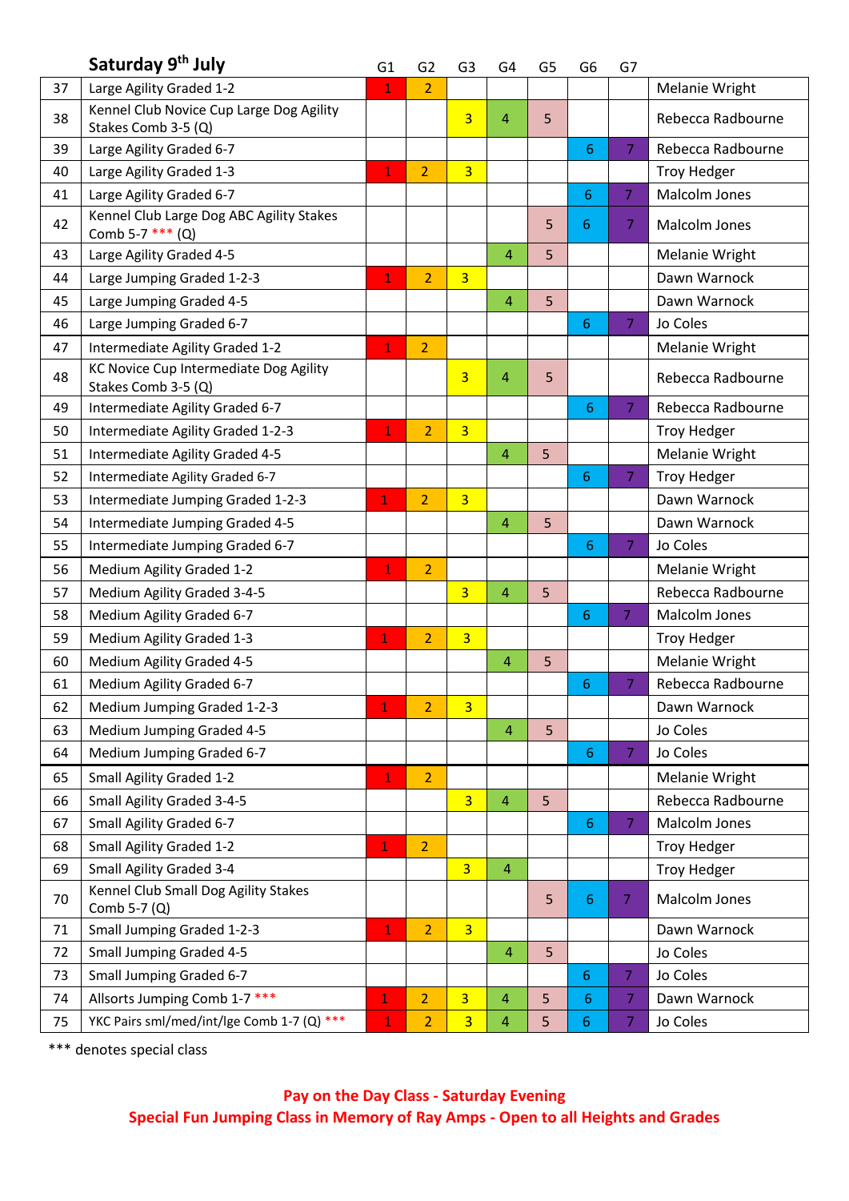## Saturday 9th July

| | | G1 | G2 | G3 | G4 | G5 | G6 | G7 | |
|---|---|---|---|---|---|---|---|---|---|
| 37 | Large Agility Graded 1-2 | 1 | 2 | | | | | | Melanie Wright |
| 38 | Kennel Club Novice Cup Large Dog Agility Stakes Comb 3-5 (Q) | | | 3 | 4 | 5 | | | Rebecca Radbourne |
| 39 | Large Agility Graded 6-7 | | | | | | 6 | 7 | Rebecca Radbourne |
| 40 | Large Agility Graded 1-3 | 1 | 2 | 3 | | | | | Troy Hedger |
| 41 | Large Agility Graded 6-7 | | | | | | 6 | 7 | Malcolm Jones |
| 42 | Kennel Club Large Dog ABC Agility Stakes Comb 5-7 *** (Q) | | | | | 5 | 6 | 7 | Malcolm Jones |
| 43 | Large Agility Graded 4-5 | | | | 4 | 5 | | | Melanie Wright |
| 44 | Large Jumping Graded 1-2-3 | 1 | 2 | 3 | | | | | Dawn Warnock |
| 45 | Large Jumping Graded 4-5 | | | | 4 | 5 | | | Dawn Warnock |
| 46 | Large Jumping Graded 6-7 | | | | | | 6 | 7 | Jo Coles |
| 47 | Intermediate Agility Graded 1-2 | 1 | 2 | | | | | | Melanie Wright |
| 48 | KC Novice Cup Intermediate Dog Agility Stakes Comb 3-5 (Q) | | | 3 | 4 | 5 | | | Rebecca Radbourne |
| 49 | Intermediate Agility Graded 6-7 | | | | | | 6 | 7 | Rebecca Radbourne |
| 50 | Intermediate Agility Graded 1-2-3 | 1 | 2 | 3 | | | | | Troy Hedger |
| 51 | Intermediate Agility Graded 4-5 | | | | 4 | 5 | | | Melanie Wright |
| 52 | Intermediate Agility Graded 6-7 | | | | | | 6 | 7 | Troy Hedger |
| 53 | Intermediate Jumping Graded 1-2-3 | 1 | 2 | 3 | | | | | Dawn Warnock |
| 54 | Intermediate Jumping Graded 4-5 | | | | 4 | 5 | | | Dawn Warnock |
| 55 | Intermediate Jumping Graded 6-7 | | | | | | 6 | 7 | Jo Coles |
| 56 | Medium Agility Graded 1-2 | 1 | 2 | | | | | | Melanie Wright |
| 57 | Medium Agility Graded 3-4-5 | | | 3 | 4 | 5 | | | Rebecca Radbourne |
| 58 | Medium Agility Graded 6-7 | | | | | | 6 | 7 | Malcolm Jones |
| 59 | Medium Agility Graded 1-3 | 1 | 2 | 3 | | | | | Troy Hedger |
| 60 | Medium Agility Graded 4-5 | | | | 4 | 5 | | | Melanie Wright |
| 61 | Medium Agility Graded 6-7 | | | | | | 6 | 7 | Rebecca Radbourne |
| 62 | Medium Jumping Graded 1-2-3 | 1 | 2 | 3 | | | | | Dawn Warnock |
| 63 | Medium Jumping Graded 4-5 | | | | 4 | 5 | | | Jo Coles |
| 64 | Medium Jumping Graded 6-7 | | | | | | 6 | 7 | Jo Coles |
| 65 | Small Agility Graded 1-2 | 1 | 2 | | | | | | Melanie Wright |
| 66 | Small Agility Graded 3-4-5 | | | 3 | 4 | 5 | | | Rebecca Radbourne |
| 67 | Small Agility Graded 6-7 | | | | | | 6 | 7 | Malcolm Jones |
| 68 | Small Agility Graded 1-2 | 1 | 2 | | | | | | Troy Hedger |
| 69 | Small Agility Graded 3-4 | | | 3 | 4 | | | | Troy Hedger |
| 70 | Kennel Club Small Dog Agility Stakes Comb 5-7 (Q) | | | | | 5 | 6 | 7 | Malcolm Jones |
| 71 | Small Jumping Graded 1-2-3 | 1 | 2 | 3 | | | | | Dawn Warnock |
| 72 | Small Jumping Graded 4-5 | | | | 4 | 5 | | | Jo Coles |
| 73 | Small Jumping Graded 6-7 | | | | | | 6 | 7 | Jo Coles |
| 74 | Allsorts Jumping Comb 1-7 *** | 1 | 2 | 3 | 4 | 5 | 6 | 7 | Dawn Warnock |
| 75 | YKC Pairs sml/med/int/lge Comb 1-7 (Q) *** | 1 | 2 | 3 | 4 | 5 | 6 | 7 | Jo Coles |

*** denotes special class

**Pay on the Day Class - Saturday Evening**
**Special Fun Jumping Class in Memory of Ray Amps - Open to all Heights and Grades**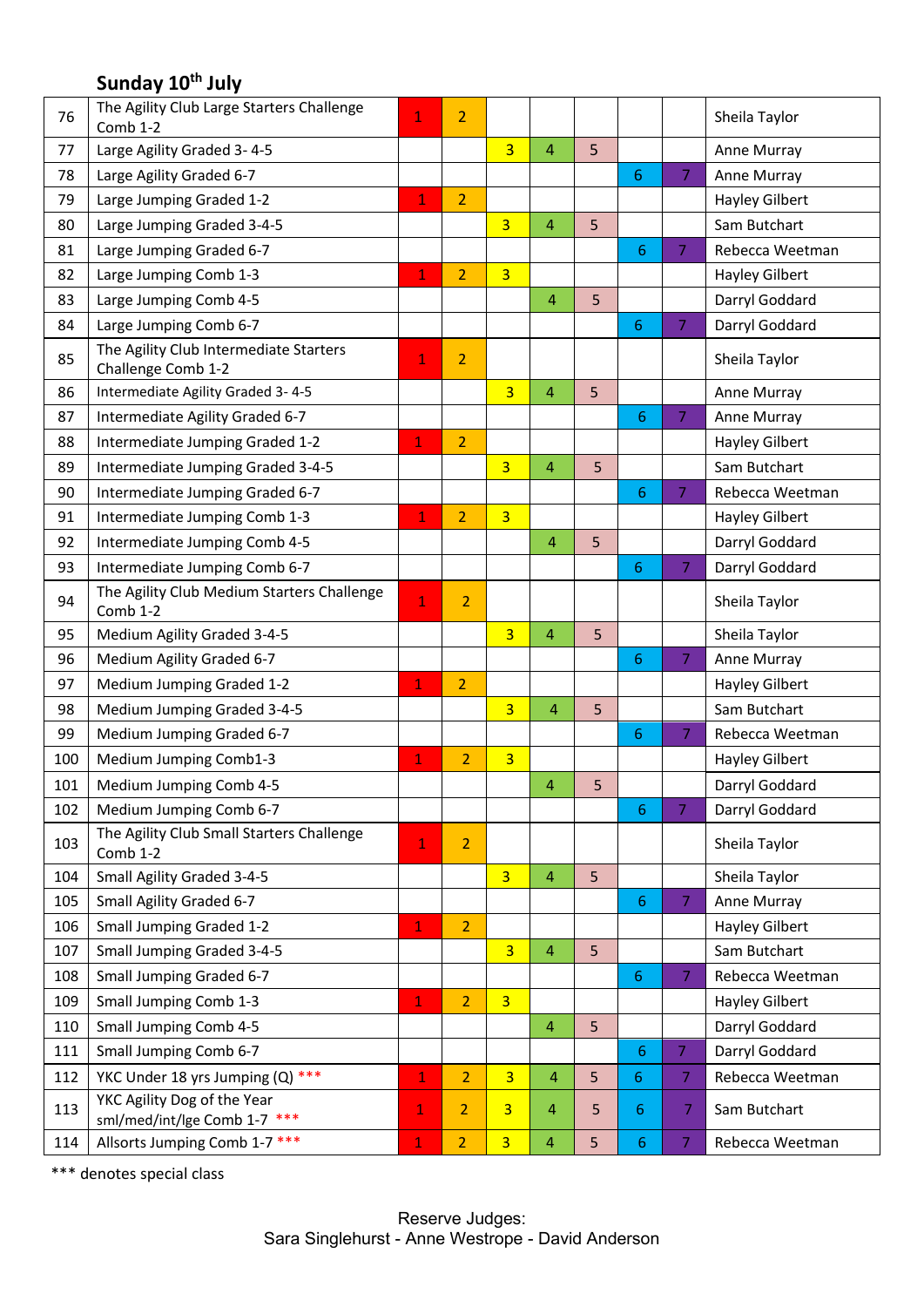## Sunday 10th July

| | | | | | | | | | |
|---|---|---|---|---|---|---|---|---|---|
| 76 | The Agility Club Large Starters Challenge Comb 1-2 | 1 | 2 | | | | | | Sheila Taylor |
| 77 | Large Agility Graded 3- 4-5 | | | 3 | 4 | 5 | | | Anne Murray |
| 78 | Large Agility Graded 6-7 | | | | | | 6 | 7 | Anne Murray |
| 79 | Large Jumping Graded 1-2 | 1 | 2 | | | | | | Hayley Gilbert |
| 80 | Large Jumping Graded 3-4-5 | | | 3 | 4 | 5 | | | Sam Butchart |
| 81 | Large Jumping Graded 6-7 | | | | | | 6 | 7 | Rebecca Weetman |
| 82 | Large Jumping Comb 1-3 | 1 | 2 | 3 | | | | | Hayley Gilbert |
| 83 | Large Jumping Comb 4-5 | | | | 4 | 5 | | | Darryl Goddard |
| 84 | Large Jumping Comb 6-7 | | | | | | 6 | 7 | Darryl Goddard |
| 85 | The Agility Club Intermediate Starters Challenge Comb 1-2 | 1 | 2 | | | | | | Sheila Taylor |
| 86 | Intermediate Agility Graded 3- 4-5 | | | 3 | 4 | 5 | | | Anne Murray |
| 87 | Intermediate Agility Graded 6-7 | | | | | | 6 | 7 | Anne Murray |
| 88 | Intermediate Jumping Graded 1-2 | 1 | 2 | | | | | | Hayley Gilbert |
| 89 | Intermediate Jumping Graded 3-4-5 | | | 3 | 4 | 5 | | | Sam Butchart |
| 90 | Intermediate Jumping Graded 6-7 | | | | | | 6 | 7 | Rebecca Weetman |
| 91 | Intermediate Jumping Comb 1-3 | 1 | 2 | 3 | | | | | Hayley Gilbert |
| 92 | Intermediate Jumping Comb 4-5 | | | | 4 | 5 | | | Darryl Goddard |
| 93 | Intermediate Jumping Comb 6-7 | | | | | | 6 | 7 | Darryl Goddard |
| 94 | The Agility Club Medium Starters Challenge Comb 1-2 | 1 | 2 | | | | | | Sheila Taylor |
| 95 | Medium Agility Graded 3-4-5 | | | 3 | 4 | 5 | | | Sheila Taylor |
| 96 | Medium Agility Graded 6-7 | | | | | | 6 | 7 | Anne Murray |
| 97 | Medium Jumping Graded 1-2 | 1 | 2 | | | | | | Hayley Gilbert |
| 98 | Medium Jumping Graded 3-4-5 | | | 3 | 4 | 5 | | | Sam Butchart |
| 99 | Medium Jumping Graded 6-7 | | | | | | 6 | 7 | Rebecca Weetman |
| 100 | Medium Jumping Comb1-3 | 1 | 2 | 3 | | | | | Hayley Gilbert |
| 101 | Medium Jumping Comb 4-5 | | | | 4 | 5 | | | Darryl Goddard |
| 102 | Medium Jumping Comb 6-7 | | | | | | 6 | 7 | Darryl Goddard |
| 103 | The Agility Club Small Starters Challenge Comb 1-2 | 1 | 2 | | | | | | Sheila Taylor |
| 104 | Small Agility Graded 3-4-5 | | | 3 | 4 | 5 | | | Sheila Taylor |
| 105 | Small Agility Graded 6-7 | | | | | | 6 | 7 | Anne Murray |
| 106 | Small Jumping Graded 1-2 | 1 | 2 | | | | | | Hayley Gilbert |
| 107 | Small Jumping Graded 3-4-5 | | | 3 | 4 | 5 | | | Sam Butchart |
| 108 | Small Jumping Graded 6-7 | | | | | | 6 | 7 | Rebecca Weetman |
| 109 | Small Jumping Comb 1-3 | 1 | 2 | 3 | | | | | Hayley Gilbert |
| 110 | Small Jumping Comb 4-5 | | | | 4 | 5 | | | Darryl Goddard |
| 111 | Small Jumping Comb 6-7 | | | | | | 6 | 7 | Darryl Goddard |
| 112 | YKC Under 18 yrs Jumping (Q) *** | 1 | 2 | 3 | 4 | 5 | 6 | 7 | Rebecca Weetman |
| 113 | YKC Agility Dog of the Year sml/med/int/lge Comb 1-7 *** | 1 | 2 | 3 | 4 | 5 | 6 | 7 | Sam Butchart |
| 114 | Allsorts Jumping Comb 1-7 *** | 1 | 2 | 3 | 4 | 5 | 6 | 7 | Rebecca Weetman |

*** denotes special class

Reserve Judges:
Sara Singlehurst - Anne Westrope - David Anderson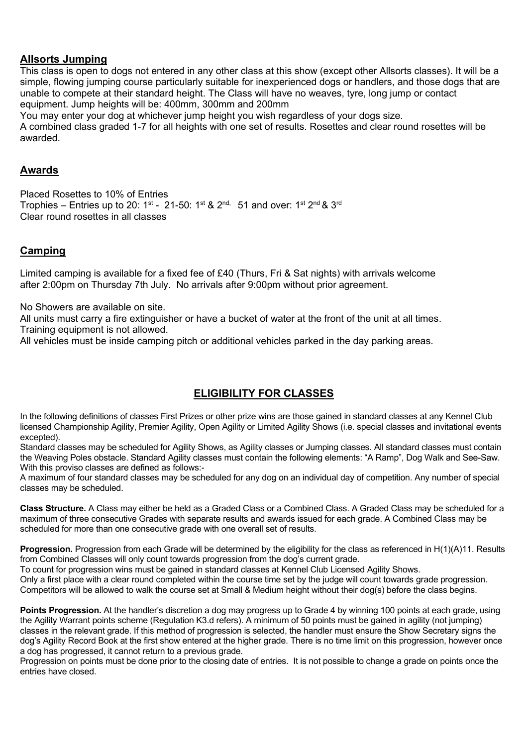## Allsorts Jumping

This class is open to dogs not entered in any other class at this show (except other Allsorts classes). It will be a simple, flowing jumping course particularly suitable for inexperienced dogs or handlers, and those dogs that are unable to compete at their standard height. The Class will have no weaves, tyre, long jump or contact equipment. Jump heights will be: 400mm, 300mm and 200mm

You may enter your dog at whichever jump height you wish regardless of your dogs size.

A combined class graded 1-7 for all heights with one set of results. Rosettes and clear round rosettes will be awarded.

## Awards

Placed Rosettes to 10% of Entries

Trophies – Entries up to 20: 1st - 21-50: 1st & 2nd, 51 and over: 1st 2nd & 3rd

Clear round rosettes in all classes

## Camping

Limited camping is available for a fixed fee of £40 (Thurs, Fri & Sat nights) with arrivals welcome after 2:00pm on Thursday 7th July. No arrivals after 9:00pm without prior agreement.

No Showers are available on site.

All units must carry a fire extinguisher or have a bucket of water at the front of the unit at all times.

Training equipment is not allowed.

All vehicles must be inside camping pitch or additional vehicles parked in the day parking areas.

## ELIGIBILITY FOR CLASSES

In the following definitions of classes First Prizes or other prize wins are those gained in standard classes at any Kennel Club licensed Championship Agility, Premier Agility, Open Agility or Limited Agility Shows (i.e. special classes and invitational events excepted).

Standard classes may be scheduled for Agility Shows, as Agility classes or Jumping classes. All standard classes must contain the Weaving Poles obstacle. Standard Agility classes must contain the following elements: "A Ramp", Dog Walk and See-Saw. With this proviso classes are defined as follows:-

A maximum of four standard classes may be scheduled for any dog on an individual day of competition. Any number of special classes may be scheduled.

**Class Structure.** A Class may either be held as a Graded Class or a Combined Class. A Graded Class may be scheduled for a maximum of three consecutive Grades with separate results and awards issued for each grade. A Combined Class may be scheduled for more than one consecutive grade with one overall set of results.

**Progression.** Progression from each Grade will be determined by the eligibility for the class as referenced in H(1)(A)11. Results from Combined Classes will only count towards progression from the dog's current grade.

To count for progression wins must be gained in standard classes at Kennel Club Licensed Agility Shows.

Only a first place with a clear round completed within the course time set by the judge will count towards grade progression.

Competitors will be allowed to walk the course set at Small & Medium height without their dog(s) before the class begins.

**Points Progression.** At the handler's discretion a dog may progress up to Grade 4 by winning 100 points at each grade, using the Agility Warrant points scheme (Regulation K3.d refers). A minimum of 50 points must be gained in agility (not jumping) classes in the relevant grade. If this method of progression is selected, the handler must ensure the Show Secretary signs the dog's Agility Record Book at the first show entered at the higher grade. There is no time limit on this progression, however once a dog has progressed, it cannot return to a previous grade.

Progression on points must be done prior to the closing date of entries. It is not possible to change a grade on points once the entries have closed.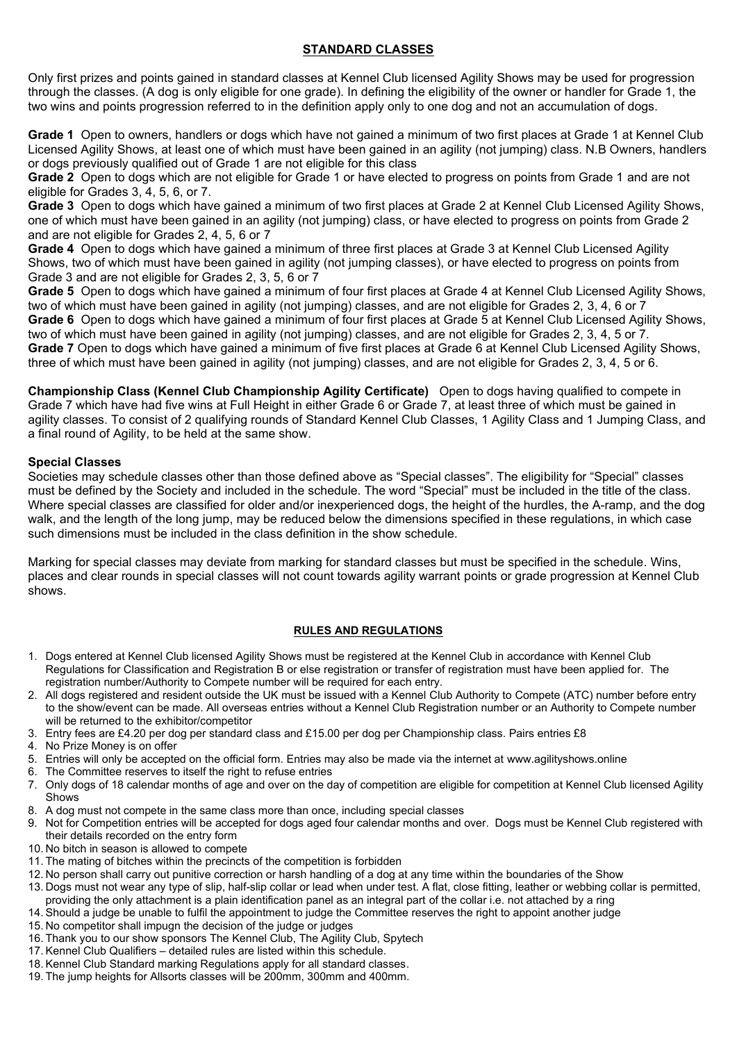## STANDARD CLASSES

Only first prizes and points gained in standard classes at Kennel Club licensed Agility Shows may be used for progression through the classes. (A dog is only eligible for one grade). In defining the eligibility of the owner or handler for Grade 1, the two wins and points progression referred to in the definition apply only to one dog and not an accumulation of dogs.

**Grade 1** Open to owners, handlers or dogs which have not gained a minimum of two first places at Grade 1 at Kennel Club Licensed Agility Shows, at least one of which must have been gained in an agility (not jumping) class. N.B Owners, handlers or dogs previously qualified out of Grade 1 are not eligible for this class

**Grade 2** Open to dogs which are not eligible for Grade 1 or have elected to progress on points from Grade 1 and are not eligible for Grades 3, 4, 5, 6, or 7.

**Grade 3** Open to dogs which have gained a minimum of two first places at Grade 2 at Kennel Club Licensed Agility Shows, one of which must have been gained in an agility (not jumping) class, or have elected to progress on points from Grade 2 and are not eligible for Grades 2, 4, 5, 6 or 7

**Grade 4** Open to dogs which have gained a minimum of three first places at Grade 3 at Kennel Club Licensed Agility Shows, two of which must have been gained in agility (not jumping classes), or have elected to progress on points from Grade 3 and are not eligible for Grades 2, 3, 5, 6 or 7

**Grade 5** Open to dogs which have gained a minimum of four first places at Grade 4 at Kennel Club Licensed Agility Shows, two of which must have been gained in agility (not jumping) classes, and are not eligible for Grades 2, 3, 4, 6 or 7

**Grade 6** Open to dogs which have gained a minimum of four first places at Grade 5 at Kennel Club Licensed Agility Shows, two of which must have been gained in agility (not jumping) classes, and are not eligible for Grades 2, 3, 4, 5 or 7.

**Grade 7** Open to dogs which have gained a minimum of five first places at Grade 6 at Kennel Club Licensed Agility Shows, three of which must have been gained in agility (not jumping) classes, and are not eligible for Grades 2, 3, 4, 5 or 6.

**Championship Class (Kennel Club Championship Agility Certificate)** Open to dogs having qualified to compete in Grade 7 which have had five wins at Full Height in either Grade 6 or Grade 7, at least three of which must be gained in agility classes. To consist of 2 qualifying rounds of Standard Kennel Club Classes, 1 Agility Class and 1 Jumping Class, and a final round of Agility, to be held at the same show.

**Special Classes**

Societies may schedule classes other than those defined above as "Special classes". The eligibility for "Special" classes must be defined by the Society and included in the schedule. The word "Special" must be included in the title of the class. Where special classes are classified for older and/or inexperienced dogs, the height of the hurdles, the A-ramp, and the dog walk, and the length of the long jump, may be reduced below the dimensions specified in these regulations, in which case such dimensions must be included in the class definition in the show schedule.

Marking for special classes may deviate from marking for standard classes but must be specified in the schedule. Wins, places and clear rounds in special classes will not count towards agility warrant points or grade progression at Kennel Club shows.

## RULES AND REGULATIONS

1. Dogs entered at Kennel Club licensed Agility Shows must be registered at the Kennel Club in accordance with Kennel Club Regulations for Classification and Registration B or else registration or transfer of registration must have been applied for. The registration number/Authority to Compete number will be required for each entry.
2. All dogs registered and resident outside the UK must be issued with a Kennel Club Authority to Compete (ATC) number before entry to the show/event can be made. All overseas entries without a Kennel Club Registration number or an Authority to Compete number will be returned to the exhibitor/competitor
3. Entry fees are £4.20 per dog per standard class and £15.00 per dog per Championship class. Pairs entries £8
4. No Prize Money is on offer
5. Entries will only be accepted on the official form. Entries may also be made via the internet at www.agilityshows.online
6. The Committee reserves to itself the right to refuse entries
7. Only dogs of 18 calendar months of age and over on the day of competition are eligible for competition at Kennel Club licensed Agility Shows
8. A dog must not compete in the same class more than once, including special classes
9. Not for Competition entries will be accepted for dogs aged four calendar months and over. Dogs must be Kennel Club registered with their details recorded on the entry form
10. No bitch in season is allowed to compete
11. The mating of bitches within the precincts of the competition is forbidden
12. No person shall carry out punitive correction or harsh handling of a dog at any time within the boundaries of the Show
13. Dogs must not wear any type of slip, half-slip collar or lead when under test. A flat, close fitting, leather or webbing collar is permitted, providing the only attachment is a plain identification panel as an integral part of the collar i.e. not attached by a ring
14. Should a judge be unable to fulfil the appointment to judge the Committee reserves the right to appoint another judge
15. No competitor shall impugn the decision of the judge or judges
16. Thank you to our show sponsors The Kennel Club, The Agility Club, Spytech
17. Kennel Club Qualifiers – detailed rules are listed within this schedule.
18. Kennel Club Standard marking Regulations apply for all standard classes.
19. The jump heights for Allsorts classes will be 200mm, 300mm and 400mm.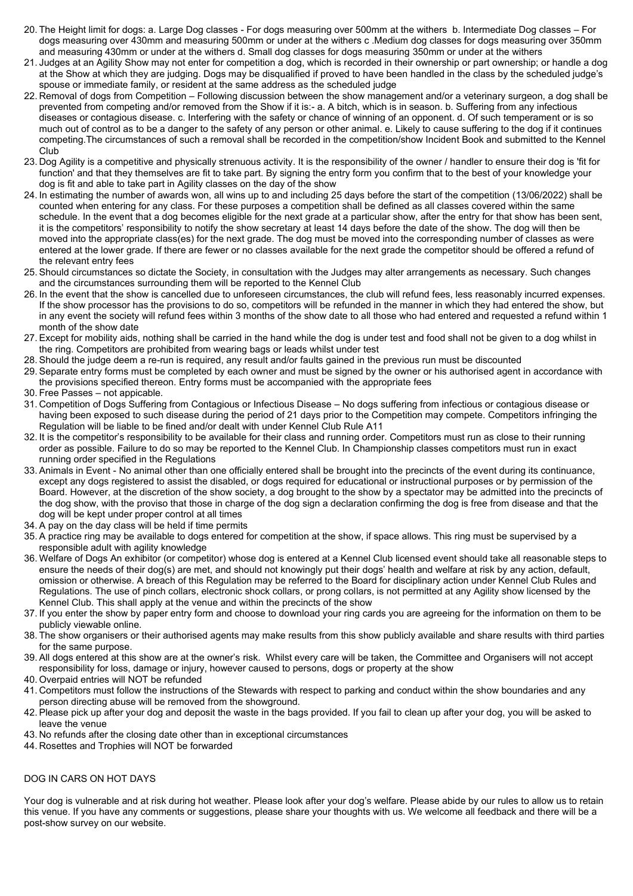20. The Height limit for dogs: a. Large Dog classes - For dogs measuring over 500mm at the withers b. Intermediate Dog classes – For dogs measuring over 430mm and measuring 500mm or under at the withers c .Medium dog classes for dogs measuring over 350mm and measuring 430mm or under at the withers d. Small dog classes for dogs measuring 350mm or under at the withers
21. Judges at an Agility Show may not enter for competition a dog, which is recorded in their ownership or part ownership; or handle a dog at the Show at which they are judging. Dogs may be disqualified if proved to have been handled in the class by the scheduled judge's spouse or immediate family, or resident at the same address as the scheduled judge
22. Removal of dogs from Competition – Following discussion between the show management and/or a veterinary surgeon, a dog shall be prevented from competing and/or removed from the Show if it is:- a. A bitch, which is in season. b. Suffering from any infectious diseases or contagious disease. c. Interfering with the safety or chance of winning of an opponent. d. Of such temperament or is so much out of control as to be a danger to the safety of any person or other animal. e. Likely to cause suffering to the dog if it continues competing.The circumstances of such a removal shall be recorded in the competition/show Incident Book and submitted to the Kennel Club
23. Dog Agility is a competitive and physically strenuous activity. It is the responsibility of the owner / handler to ensure their dog is 'fit for function' and that they themselves are fit to take part. By signing the entry form you confirm that to the best of your knowledge your dog is fit and able to take part in Agility classes on the day of the show
24. In estimating the number of awards won, all wins up to and including 25 days before the start of the competition (13/06/2022) shall be counted when entering for any class. For these purposes a competition shall be defined as all classes covered within the same schedule. In the event that a dog becomes eligible for the next grade at a particular show, after the entry for that show has been sent, it is the competitors' responsibility to notify the show secretary at least 14 days before the date of the show. The dog will then be moved into the appropriate class(es) for the next grade. The dog must be moved into the corresponding number of classes as were entered at the lower grade. If there are fewer or no classes available for the next grade the competitor should be offered a refund of the relevant entry fees
25. Should circumstances so dictate the Society, in consultation with the Judges may alter arrangements as necessary. Such changes and the circumstances surrounding them will be reported to the Kennel Club
26. In the event that the show is cancelled due to unforeseen circumstances, the club will refund fees, less reasonably incurred expenses. If the show processor has the provisions to do so, competitors will be refunded in the manner in which they had entered the show, but in any event the society will refund fees within 3 months of the show date to all those who had entered and requested a refund within 1 month of the show date
27. Except for mobility aids, nothing shall be carried in the hand while the dog is under test and food shall not be given to a dog whilst in the ring. Competitors are prohibited from wearing bags or leads whilst under test
28. Should the judge deem a re-run is required, any result and/or faults gained in the previous run must be discounted
29. Separate entry forms must be completed by each owner and must be signed by the owner or his authorised agent in accordance with the provisions specified thereon. Entry forms must be accompanied with the appropriate fees
30. Free Passes – not appicable.
31. Competition of Dogs Suffering from Contagious or Infectious Disease – No dogs suffering from infectious or contagious disease or having been exposed to such disease during the period of 21 days prior to the Competition may compete. Competitors infringing the Regulation will be liable to be fined and/or dealt with under Kennel Club Rule A11
32. It is the competitor's responsibility to be available for their class and running order. Competitors must run as close to their running order as possible. Failure to do so may be reported to the Kennel Club. In Championship classes competitors must run in exact running order specified in the Regulations
33. Animals in Event - No animal other than one officially entered shall be brought into the precincts of the event during its continuance, except any dogs registered to assist the disabled, or dogs required for educational or instructional purposes or by permission of the Board. However, at the discretion of the show society, a dog brought to the show by a spectator may be admitted into the precincts of the dog show, with the proviso that those in charge of the dog sign a declaration confirming the dog is free from disease and that the dog will be kept under proper control at all times
34. A pay on the day class will be held if time permits
35. A practice ring may be available to dogs entered for competition at the show, if space allows. This ring must be supervised by a responsible adult with agility knowledge
36. Welfare of Dogs An exhibitor (or competitor) whose dog is entered at a Kennel Club licensed event should take all reasonable steps to ensure the needs of their dog(s) are met, and should not knowingly put their dogs' health and welfare at risk by any action, default, omission or otherwise. A breach of this Regulation may be referred to the Board for disciplinary action under Kennel Club Rules and Regulations. The use of pinch collars, electronic shock collars, or prong collars, is not permitted at any Agility show licensed by the Kennel Club. This shall apply at the venue and within the precincts of the show
37. If you enter the show by paper entry form and choose to download your ring cards you are agreeing for the information on them to be publicly viewable online.
38. The show organisers or their authorised agents may make results from this show publicly available and share results with third parties for the same purpose.
39. All dogs entered at this show are at the owner's risk. Whilst every care will be taken, the Committee and Organisers will not accept responsibility for loss, damage or injury, however caused to persons, dogs or property at the show
40. Overpaid entries will NOT be refunded
41. Competitors must follow the instructions of the Stewards with respect to parking and conduct within the show boundaries and any person directing abuse will be removed from the showground.
42. Please pick up after your dog and deposit the waste in the bags provided. If you fail to clean up after your dog, you will be asked to leave the venue
43. No refunds after the closing date other than in exceptional circumstances
44. Rosettes and Trophies will NOT be forwarded

DOG IN CARS ON HOT DAYS

Your dog is vulnerable and at risk during hot weather. Please look after your dog's welfare. Please abide by our rules to allow us to retain this venue. If you have any comments or suggestions, please share your thoughts with us. We welcome all feedback and there will be a post-show survey on our website.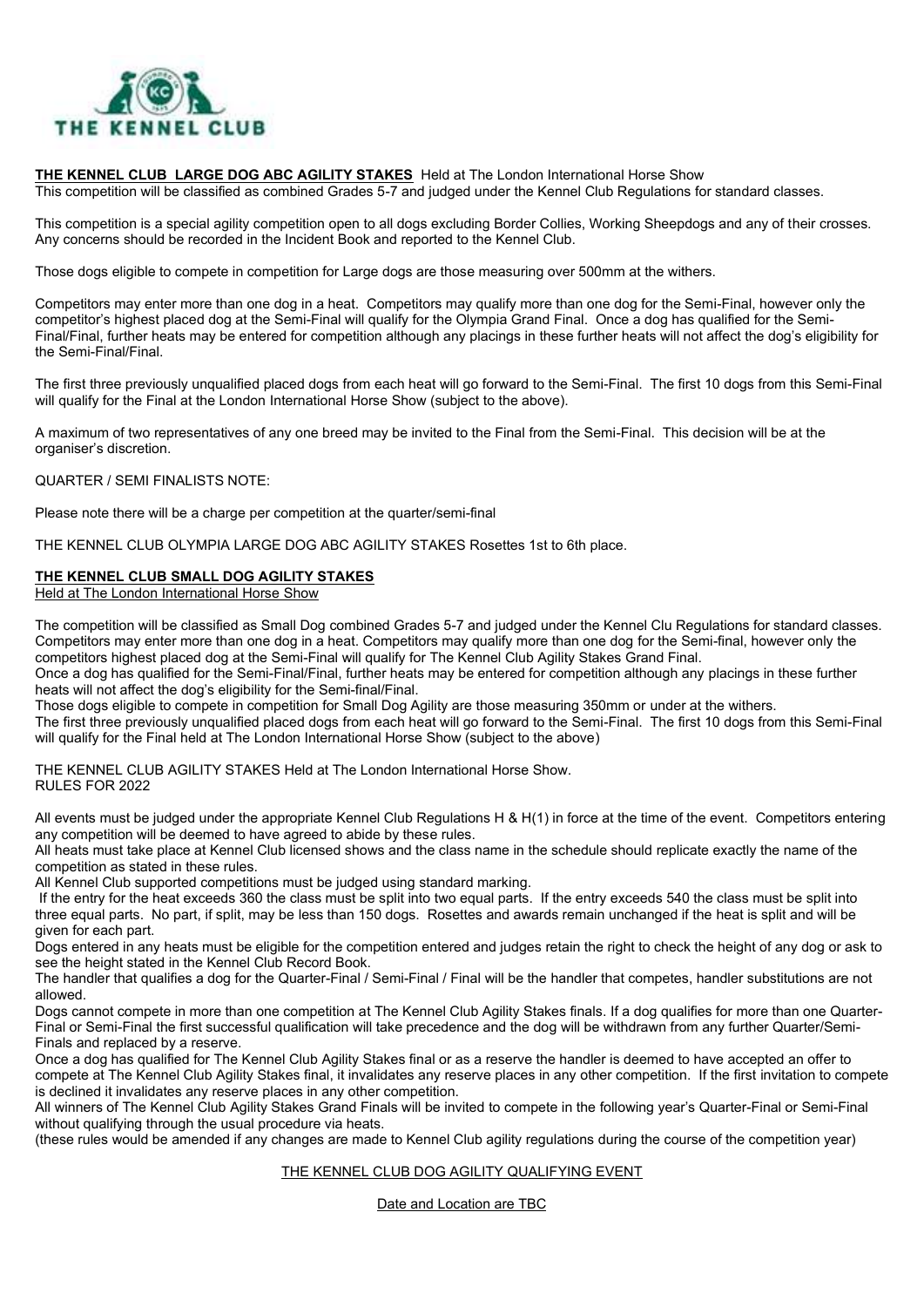**THE KENNEL CLUB LARGE DOG ABC AGILITY STAKES** Held at The London International Horse Show
This competition will be classified as combined Grades 5-7 and judged under the Kennel Club Regulations for standard classes.

This competition is a special agility competition open to all dogs excluding Border Collies, Working Sheepdogs and any of their crosses. Any concerns should be recorded in the Incident Book and reported to the Kennel Club.

Those dogs eligible to compete in competition for Large dogs are those measuring over 500mm at the withers.

Competitors may enter more than one dog in a heat. Competitors may qualify more than one dog for the Semi-Final, however only the competitor's highest placed dog at the Semi-Final will qualify for the Olympia Grand Final. Once a dog has qualified for the Semi-Final/Final, further heats may be entered for competition although any placings in these further heats will not affect the dog's eligibility for the Semi-Final/Final.

The first three previously unqualified placed dogs from each heat will go forward to the Semi-Final. The first 10 dogs from this Semi-Final will qualify for the Final at the London International Horse Show (subject to the above).

A maximum of two representatives of any one breed may be invited to the Final from the Semi-Final. This decision will be at the organiser's discretion.

QUARTER / SEMI FINALISTS NOTE:

Please note there will be a charge per competition at the quarter/semi-final

THE KENNEL CLUB OLYMPIA LARGE DOG ABC AGILITY STAKES Rosettes 1st to 6th place.

**THE KENNEL CLUB SMALL DOG AGILITY STAKES**
Held at The London International Horse Show

The competition will be classified as Small Dog combined Grades 5-7 and judged under the Kennel Clu Regulations for standard classes. Competitors may enter more than one dog in a heat. Competitors may qualify more than one dog for the Semi-final, however only the competitors highest placed dog at the Semi-Final will qualify for The Kennel Club Agility Stakes Grand Final.
Once a dog has qualified for the Semi-Final/Final, further heats may be entered for competition although any placings in these further heats will not affect the dog's eligibility for the Semi-final/Final.
Those dogs eligible to compete in competition for Small Dog Agility are those measuring 350mm or under at the withers.
The first three previously unqualified placed dogs from each heat will go forward to the Semi-Final. The first 10 dogs from this Semi-Final will qualify for the Final held at The London International Horse Show (subject to the above)

THE KENNEL CLUB AGILITY STAKES Held at The London International Horse Show.
RULES FOR 2022

All events must be judged under the appropriate Kennel Club Regulations H & H(1) in force at the time of the event. Competitors entering any competition will be deemed to have agreed to abide by these rules.
All heats must take place at Kennel Club licensed shows and the class name in the schedule should replicate exactly the name of the competition as stated in these rules.
All Kennel Club supported competitions must be judged using standard marking.
If the entry for the heat exceeds 360 the class must be split into two equal parts. If the entry exceeds 540 the class must be split into three equal parts. No part, if split, may be less than 150 dogs. Rosettes and awards remain unchanged if the heat is split and will be given for each part.
Dogs entered in any heats must be eligible for the competition entered and judges retain the right to check the height of any dog or ask to see the height stated in the Kennel Club Record Book.
The handler that qualifies a dog for the Quarter-Final / Semi-Final / Final will be the handler that competes, handler substitutions are not allowed.
Dogs cannot compete in more than one competition at The Kennel Club Agility Stakes finals. If a dog qualifies for more than one Quarter-Final or Semi-Final the first successful qualification will take precedence and the dog will be withdrawn from any further Quarter/Semi-Finals and replaced by a reserve.
Once a dog has qualified for The Kennel Club Agility Stakes final or as a reserve the handler is deemed to have accepted an offer to compete at The Kennel Club Agility Stakes final, it invalidates any reserve places in any other competition. If the first invitation to compete is declined it invalidates any reserve places in any other competition.
All winners of The Kennel Club Agility Stakes Grand Finals will be invited to compete in the following year's Quarter-Final or Semi-Final without qualifying through the usual procedure via heats.
(these rules would be amended if any changes are made to Kennel Club agility regulations during the course of the competition year)

THE KENNEL CLUB DOG AGILITY QUALIFYING EVENT

Date and Location are TBC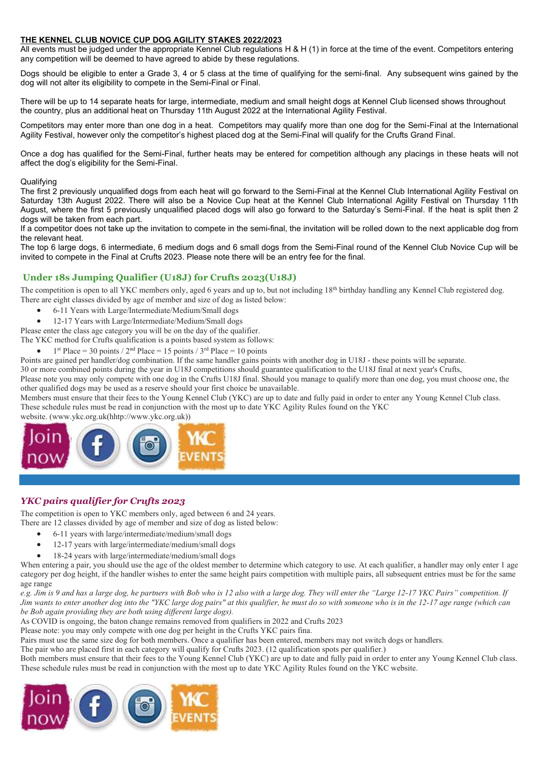## THE KENNEL CLUB NOVICE CUP DOG AGILITY STAKES 2022/2023

All events must be judged under the appropriate Kennel Club regulations H & H (1) in force at the time of the event. Competitors entering any competition will be deemed to have agreed to abide by these regulations.

Dogs should be eligible to enter a Grade 3, 4 or 5 class at the time of qualifying for the semi-final. Any subsequent wins gained by the dog will not alter its eligibility to compete in the Semi-Final or Final.

There will be up to 14 separate heats for large, intermediate, medium and small height dogs at Kennel Club licensed shows throughout the country, plus an additional heat on Thursday 11th August 2022 at the International Agility Festival.

Competitors may enter more than one dog in a heat. Competitors may qualify more than one dog for the Semi-Final at the International Agility Festival, however only the competitor's highest placed dog at the Semi-Final will qualify for the Crufts Grand Final.

Once a dog has qualified for the Semi-Final, further heats may be entered for competition although any placings in these heats will not affect the dog's eligibility for the Semi-Final.

Qualifying

The first 2 previously unqualified dogs from each heat will go forward to the Semi-Final at the Kennel Club International Agility Festival on Saturday 13th August 2022. There will also be a Novice Cup heat at the Kennel Club International Agility Festival on Thursday 11th August, where the first 5 previously unqualified placed dogs will also go forward to the Saturday's Semi-Final. If the heat is split then 2 dogs will be taken from each part.

If a competitor does not take up the invitation to compete in the semi-final, the invitation will be rolled down to the next applicable dog from the relevant heat.

The top 6 large dogs, 6 intermediate, 6 medium dogs and 6 small dogs from the Semi-Final round of the Kennel Club Novice Cup will be invited to compete in the Final at Crufts 2023. Please note there will be an entry fee for the final.

## Under 18s Jumping Qualifier (U18J) for Crufts 2023(U18J)

The competition is open to all YKC members only, aged 6 years and up to, but not including 18th birthday handling any Kennel Club registered dog. There are eight classes divided by age of member and size of dog as listed below:

- 6-11 Years with Large/Intermediate/Medium/Small dogs
- 12-17 Years with Large/Intermediate/Medium/Small dogs

Please enter the class age category you will be on the day of the qualifier.

The YKC method for Crufts qualification is a points based system as follows:

- 1st Place = 30 points / 2nd Place = 15 points / 3rd Place = 10 points

Points are gained per handler/dog combination. If the same handler gains points with another dog in U18J - these points will be separate.

30 or more combined points during the year in U18J competitions should guarantee qualification to the U18J final at next year's Crufts,

Please note you may only compete with one dog in the Crufts U18J final. Should you manage to qualify more than one dog, you must choose one, the other qualified dogs may be used as a reserve should your first choice be unavailable.

Members must ensure that their fees to the Young Kennel Club (YKC) are up to date and fully paid in order to enter any Young Kennel Club class. These schedule rules must be read in conjunction with the most up to date YKC Agility Rules found on the YKC website. (www.ykc.org.uk(hhtp://www.ykc.org.uk))

## *YKC pairs qualifier for Crufts 2023*

The competition is open to YKC members only, aged between 6 and 24 years.

There are 12 classes divided by age of member and size of dog as listed below:

- 6-11 years with large/intermediate/medium/small dogs
- 12-17 years with large/intermediate/medium/small dogs
- 18-24 years with large/intermediate/medium/small dogs

When entering a pair, you should use the age of the oldest member to determine which category to use. At each qualifier, a handler may only enter 1 age category per dog height, if the handler wishes to enter the same height pairs competition with multiple pairs, all subsequent entries must be for the same age range

*e.g. Jim is 9 and has a large dog, he partners with Bob who is 12 also with a large dog. They will enter the "Large 12-17 YKC Pairs" competition. If Jim wants to enter another dog into the "YKC large dog pairs" at this qualifier, he must do so with someone who is in the 12-17 age range (which can be Bob again providing they are both using different large dogs).*

As COVID is ongoing, the baton change remains removed from qualifiers in 2022 and Crufts 2023

Please note: you may only compete with one dog per height in the Crufts YKC pairs fina.

Pairs must use the same size dog for both members. Once a qualifier has been entered, members may not switch dogs or handlers.

The pair who are placed first in each category will qualify for Crufts 2023. (12 qualification spots per qualifier.)

Both members must ensure that their fees to the Young Kennel Club (YKC) are up to date and fully paid in order to enter any Young Kennel Club class. These schedule rules must be read in conjunction with the most up to date YKC Agility Rules found on the YKC website.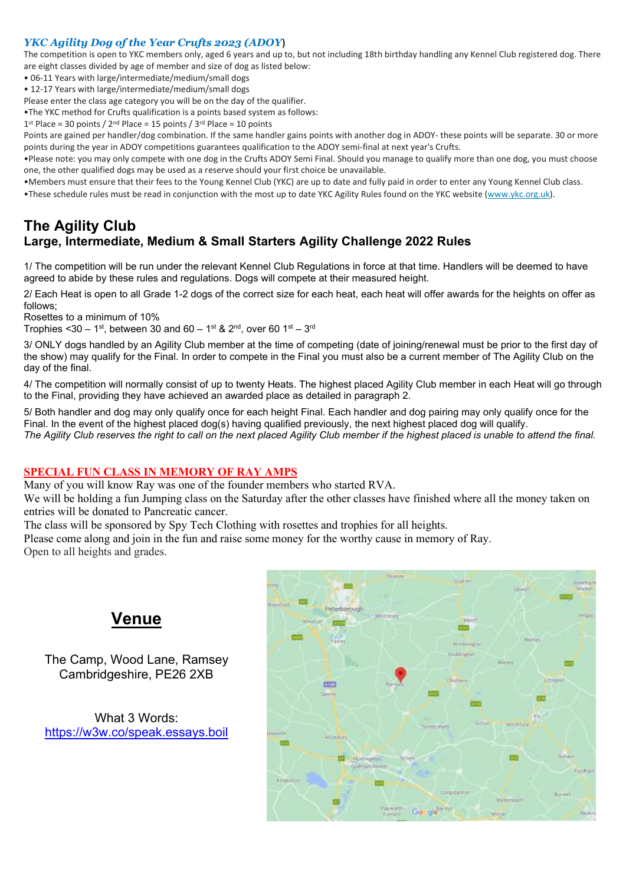## *YKC Agility Dog of the Year Crufts 2023 (ADOY)*

The competition is open to YKC members only, aged 6 years and up to, but not including 18th birthday handling any Kennel Club registered dog. There are eight classes divided by age of member and size of dog as listed below:

- 06-11 Years with large/intermediate/medium/small dogs
- 12-17 Years with large/intermediate/medium/small dogs

Please enter the class age category you will be on the day of the qualifier.

•The YKC method for Crufts qualification is a points based system as follows:

1st Place = 30 points / 2nd Place = 15 points / 3rd Place = 10 points

Points are gained per handler/dog combination. If the same handler gains points with another dog in ADOY- these points will be separate. 30 or more points during the year in ADOY competitions guarantees qualification to the ADOY semi-final at next year's Crufts.

•Please note: you may only compete with one dog in the Crufts ADOY Semi Final. Should you manage to qualify more than one dog, you must choose one, the other qualified dogs may be used as a reserve should your first choice be unavailable.

•Members must ensure that their fees to the Young Kennel Club (YKC) are up to date and fully paid in order to enter any Young Kennel Club class.

•These schedule rules must be read in conjunction with the most up to date YKC Agility Rules found on the YKC website (www.ykc.org.uk).

# The Agility Club

## Large, Intermediate, Medium & Small Starters Agility Challenge 2022 Rules

1/ The competition will be run under the relevant Kennel Club Regulations in force at that time. Handlers will be deemed to have agreed to abide by these rules and regulations. Dogs will compete at their measured height.

2/ Each Heat is open to all Grade 1-2 dogs of the correct size for each heat, each heat will offer awards for the heights on offer as follows;

Rosettes to a minimum of 10%

Trophies <30 – 1st, between 30 and 60 – 1st & 2nd, over 60 1st – 3rd

3/ ONLY dogs handled by an Agility Club member at the time of competing (date of joining/renewal must be prior to the first day of the show) may qualify for the Final. In order to compete in the Final you must also be a current member of The Agility Club on the day of the final.

4/ The competition will normally consist of up to twenty Heats. The highest placed Agility Club member in each Heat will go through to the Final, providing they have achieved an awarded place as detailed in paragraph 2.

5/ Both handler and dog may only qualify once for each height Final. Each handler and dog pairing may only qualify once for the Final. In the event of the highest placed dog(s) having qualified previously, the next highest placed dog will qualify.

*The Agility Club reserves the right to call on the next placed Agility Club member if the highest placed is unable to attend the final.*

## SPECIAL FUN CLASS IN MEMORY OF RAY AMPS

Many of you will know Ray was one of the founder members who started RVA.

We will be holding a fun Jumping class on the Saturday after the other classes have finished where all the money taken on entries will be donated to Pancreatic cancer.

The class will be sponsored by Spy Tech Clothing with rosettes and trophies for all heights.

Please come along and join in the fun and raise some money for the worthy cause in memory of Ray.

Open to all heights and grades.

## Venue

The Camp, Wood Lane, Ramsey
Cambridgeshire, PE26 2XB

What 3 Words:
https://w3w.co/speak.essays.boil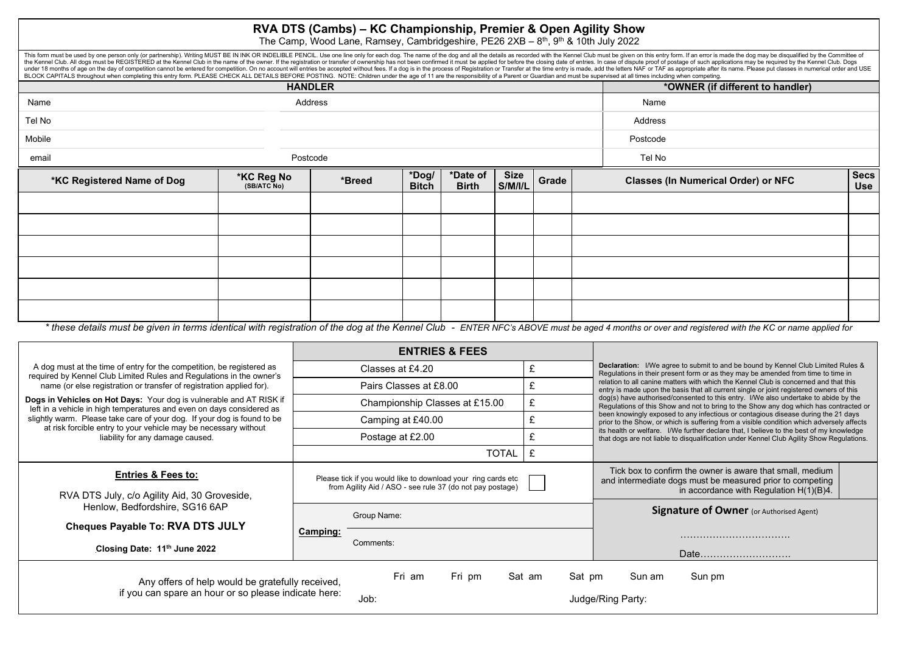# RVA DTS (Cambs) – KC Championship, Premier & Open Agility Show

The Camp, Wood Lane, Ramsey, Cambridgeshire, PE26 2XB – 8th, 9th & 10th July 2022

This form must be used by one person only (or partnership). Writing MUST BE IN INK OR INDELIBLE PENCIL. Use one line only for each dog. The name of the dog and all the details as recorded with the Kennel Club must be given on this entry form. If an error is made the dog may be disqualified by the Committee of the Kennel Club. All dogs must be REGISTERED at the Kennel Club in the name of the owner. If the registration or transfer of ownership has not been confirmed it must be applied for before the closing date of entries. In case of dispute proof of postage of such applications may be required by the Kennel Club. Dogs under 18 months of age on the day of competition cannot be entered for competition. On no account will entries be accepted without fees. If a dog is in the process of Registration or Transfer at the time entry is made, add the letters NAF or TAF as appropriate after its name. Please put classes in numerical order and USE BLOCK CAPITALS throughout when completing this entry form. PLEASE CHECK ALL DETAILS BEFORE POSTING. NOTE: Children under the age of 11 are the responsibility of a Parent or Guardian and must be supervised at all times including when competing.

| HANDLER | | *OWNER (if different to handler) |
|---|---|---|
| Name | Address | Name |
| Tel No | | Address |
| Mobile | | Postcode |
| email | Postcode | Tel No |

| *KC Registered Name of Dog | *KC Reg No (SB/ATC No) | *Breed | *Dog/ Bitch | *Date of Birth | Size S/M/I/L | Grade | Classes (In Numerical Order) or NFC | Secs Use |
|---|---|---|---|---|---|---|---|---|
| | | | | | | | | |
| | | | | | | | | |
| | | | | | | | | |
| | | | | | | | | |
| | | | | | | | | |
| | | | | | | | | |

*\* these details must be given in terms identical with registration of the dog at the Kennel Club - ENTER NFC's ABOVE must be aged 4 months or over and registered with the KC or name applied for*

A dog must at the time of entry for the competition, be registered as required by Kennel Club Limited Rules and Regulations in the owner's name (or else registration or transfer of registration applied for).

**Dogs in Vehicles on Hot Days:** Your dog is vulnerable and AT RISK if left in a vehicle in high temperatures and even on days considered as slightly warm. Please take care of your dog. If your dog is found to be at risk forcible entry to your vehicle may be necessary without liability for any damage caused.

| ENTRIES & FEES | |
|---|---|
| Classes at £4.20 | £ |
| Pairs Classes at £8.00 | £ |
| Championship Classes at £15.00 | £ |
| Camping at £40.00 | £ |
| Postage at £2.00 | £ |
| TOTAL | £ |

**Declaration:** I/We agree to submit to and be bound by Kennel Club Limited Rules & Regulations in their present form or as they may be amended from time to time in relation to all canine matters with which the Kennel Club is concerned and that this entry is made upon the basis that all current single or joint registered owners of this dog(s) have authorised/consented to this entry. I/We also undertake to abide by the Regulations of this Show and not to bring to the Show any dog which has contracted or been knowingly exposed to any infectious or contagious disease during the 21 days prior to the Show, or which is suffering from a visible condition which adversely affects its health or welfare. I/We further declare that, I believe to the best of my knowledge that dogs are not liable to disqualification under Kennel Club Agility Show Regulations.

**Entries & Fees to:**

RVA DTS July, c/o Agility Aid, 30 Groveside, Henlow, Bedfordshire, SG16 6AP

**Cheques Payable To: RVA DTS JULY**

**Closing Date: 11th June 2022**

Please tick if you would like to download your ring cards etc from Agility Aid / ASO - see rule 37 (do not pay postage) ☐

Tick box to confirm the owner is aware that small, medium and intermediate dogs must be measured prior to competing in accordance with Regulation H(1)(B)4. ☐

**Camping:** Group Name:

Comments:

**Signature of Owner** (or Authorised Agent)

……………………………

Date……………………….

Any offers of help would be gratefully received, if you can spare an hour or so please indicate here:

Fri am Fri pm Sat am Sat pm Sun am Sun pm

Job: Judge/Ring Party: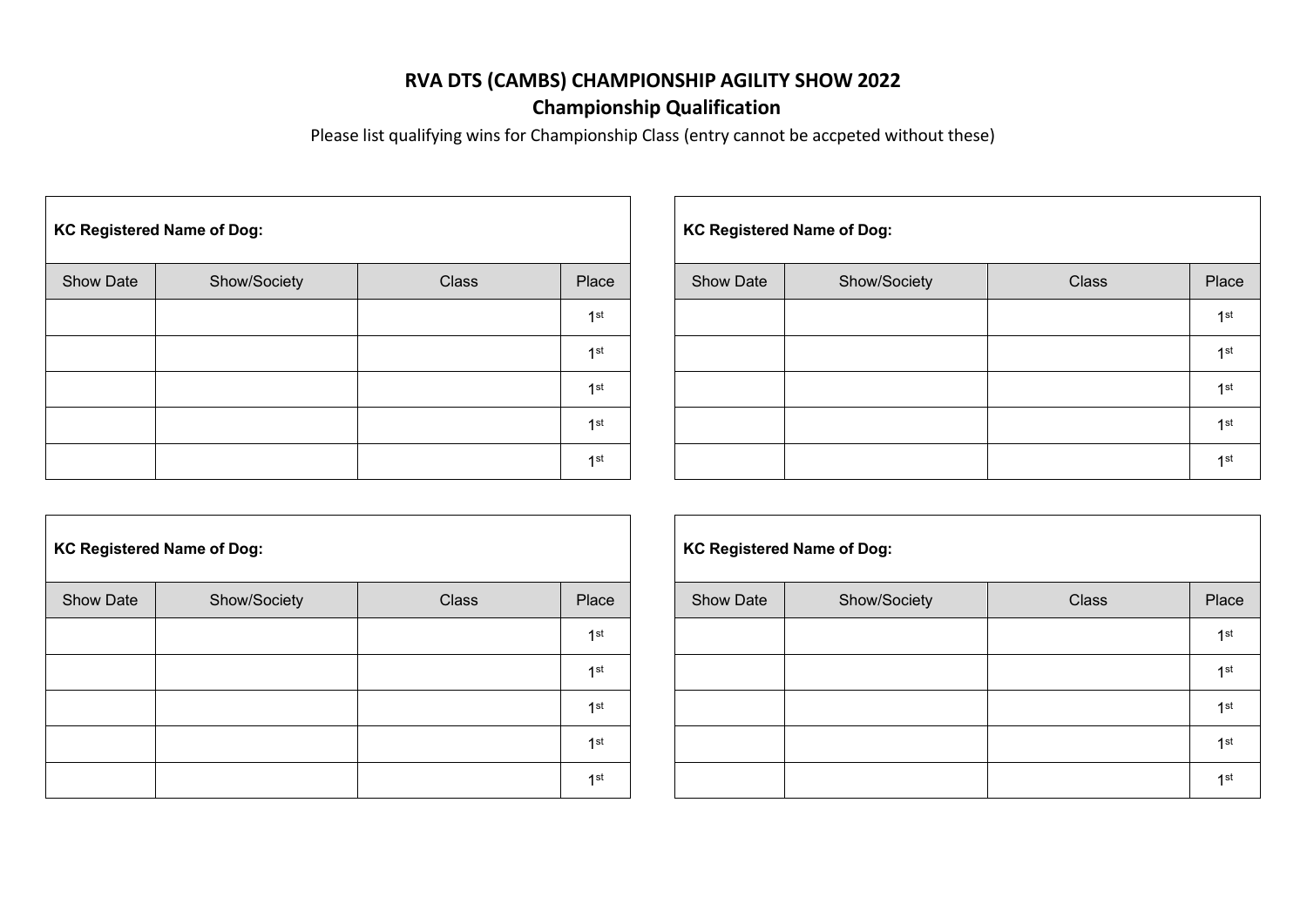# RVA DTS (CAMBS) CHAMPIONSHIP AGILITY SHOW 2022

## Championship Qualification

Please list qualifying wins for Championship Class (entry cannot be accpeted without these)

**KC Registered Name of Dog:**

| Show Date | Show/Society | Class | Place |
|---|---|---|---|
| | | | 1st |
| | | | 1st |
| | | | 1st |
| | | | 1st |
| | | | 1st |

**KC Registered Name of Dog:**

| Show Date | Show/Society | Class | Place |
|---|---|---|---|
| | | | 1st |
| | | | 1st |
| | | | 1st |
| | | | 1st |
| | | | 1st |

**KC Registered Name of Dog:**

| Show Date | Show/Society | Class | Place |
|---|---|---|---|
| | | | 1st |
| | | | 1st |
| | | | 1st |
| | | | 1st |
| | | | 1st |

**KC Registered Name of Dog:**

| Show Date | Show/Society | Class | Place |
|---|---|---|---|
| | | | 1st |
| | | | 1st |
| | | | 1st |
| | | | 1st |
| | | | 1st |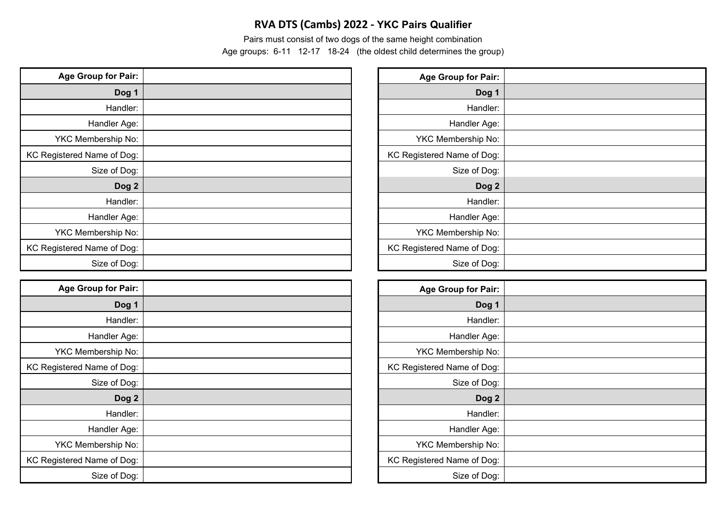## RVA DTS (Cambs) 2022 - YKC Pairs Qualifier

Pairs must consist of two dogs of the same height combination

Age groups: 6-11 12-17 18-24 (the oldest child determines the group)

| **Age Group for Pair:** | |
|---|---|
| **Dog 1** | |
| Handler: | |
| Handler Age: | |
| YKC Membership No: | |
| KC Registered Name of Dog: | |
| Size of Dog: | |
| **Dog 2** | |
| Handler: | |
| Handler Age: | |
| YKC Membership No: | |
| KC Registered Name of Dog: | |
| Size of Dog: | |

| **Age Group for Pair:** | |
|---|---|
| **Dog 1** | |
| Handler: | |
| Handler Age: | |
| YKC Membership No: | |
| KC Registered Name of Dog: | |
| Size of Dog: | |
| **Dog 2** | |
| Handler: | |
| Handler Age: | |
| YKC Membership No: | |
| KC Registered Name of Dog: | |
| Size of Dog: | |

| **Age Group for Pair:** | |
|---|---|
| **Dog 1** | |
| Handler: | |
| Handler Age: | |
| YKC Membership No: | |
| KC Registered Name of Dog: | |
| Size of Dog: | |
| **Dog 2** | |
| Handler: | |
| Handler Age: | |
| YKC Membership No: | |
| KC Registered Name of Dog: | |
| Size of Dog: | |

| **Age Group for Pair:** | |
|---|---|
| **Dog 1** | |
| Handler: | |
| Handler Age: | |
| YKC Membership No: | |
| KC Registered Name of Dog: | |
| Size of Dog: | |
| **Dog 2** | |
| Handler: | |
| Handler Age: | |
| YKC Membership No: | |
| KC Registered Name of Dog: | |
| Size of Dog: | |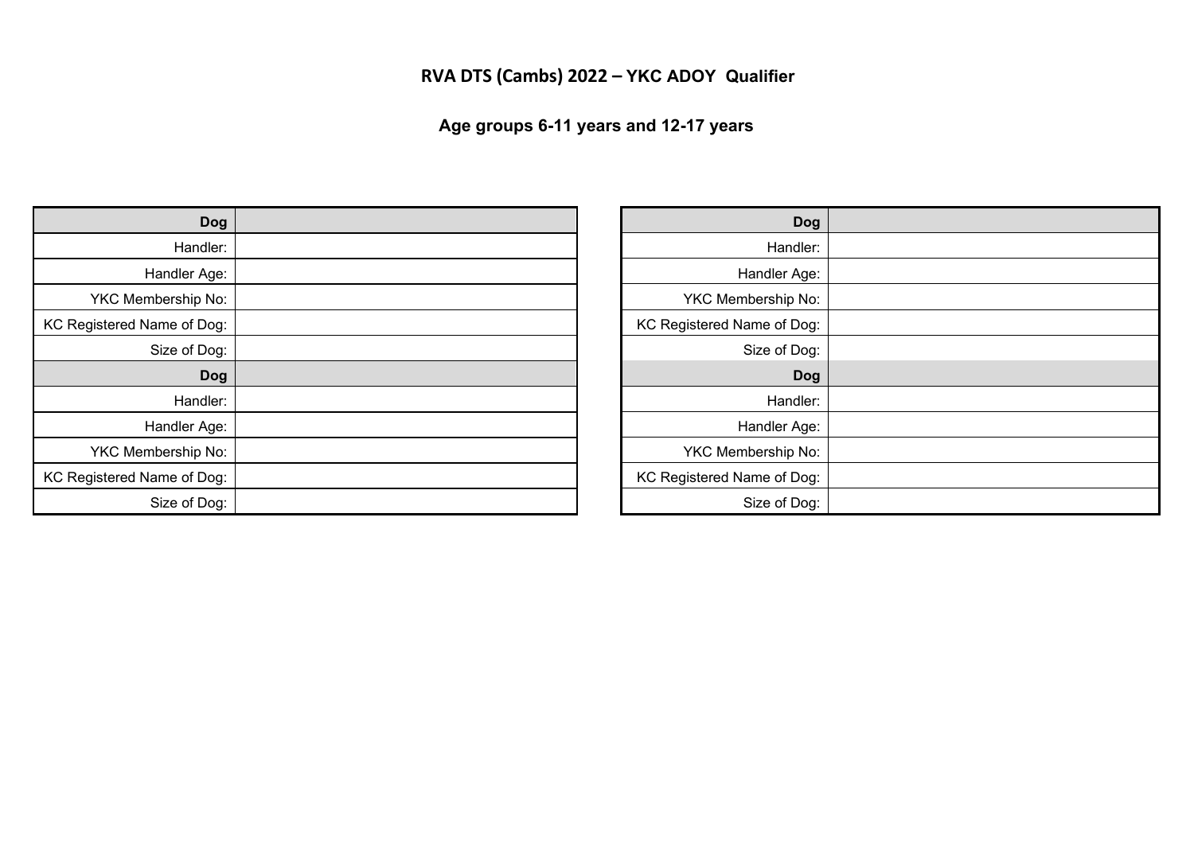**RVA DTS (Cambs) 2022 – YKC ADOY Qualifier**

**Age groups 6-11 years and 12-17 years**

| | |
|---|---|
| **Dog** | |
| Handler: | |
| Handler Age: | |
| YKC Membership No: | |
| KC Registered Name of Dog: | |
| Size of Dog: | |
| **Dog** | |
| Handler: | |
| Handler Age: | |
| YKC Membership No: | |
| KC Registered Name of Dog: | |
| Size of Dog: | |

| | |
|---|---|
| **Dog** | |
| Handler: | |
| Handler Age: | |
| YKC Membership No: | |
| KC Registered Name of Dog: | |
| Size of Dog: | |
| **Dog** | |
| Handler: | |
| Handler Age: | |
| YKC Membership No: | |
| KC Registered Name of Dog: | |
| Size of Dog: | |